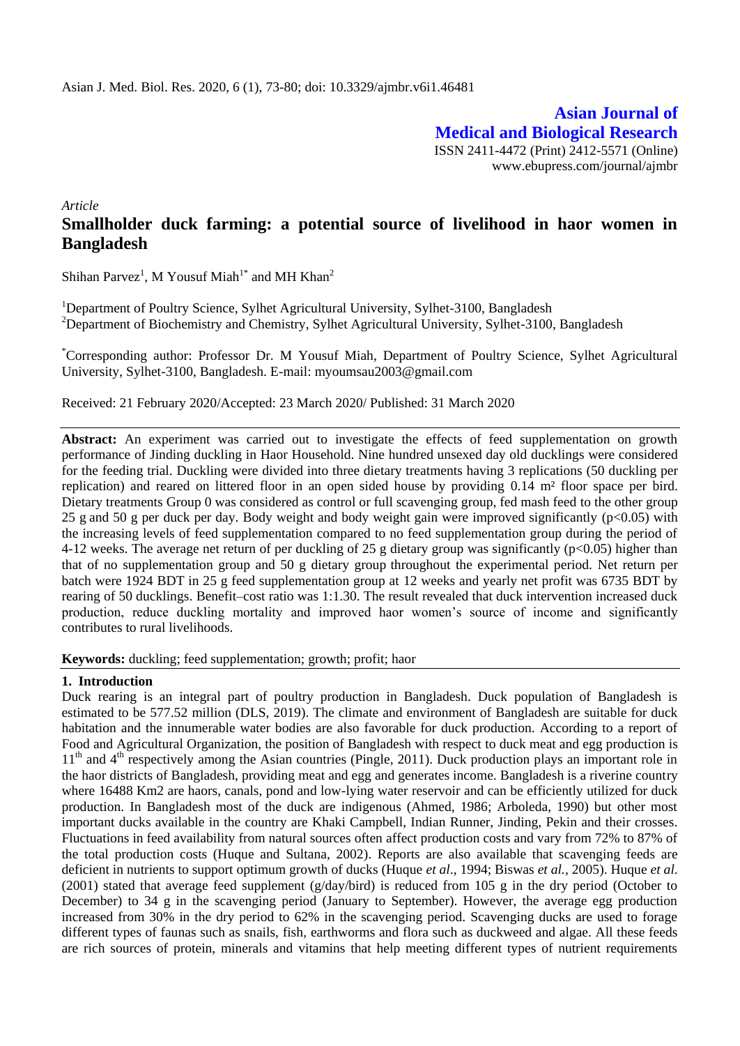**Asian Journal of Medical and Biological Research**

ISSN 2411-4472 (Print) 2412-5571 (Online)
www.ebupress.com/journal/ajmbr

*Article*

# Smallholder duck farming: a potential source of livelihood in haor women in Bangladesh

Shihan Parvez[1], M Yousuf Miah[1*] and MH Khan[2]

[1]Department of Poultry Science, Sylhet Agricultural University, Sylhet-3100, Bangladesh
[2]Department of Biochemistry and Chemistry, Sylhet Agricultural University, Sylhet-3100, Bangladesh

[*]Corresponding author: Professor Dr. M Yousuf Miah, Department of Poultry Science, Sylhet Agricultural University, Sylhet-3100, Bangladesh. E-mail: myoumsau2003@gmail.com

Received: 21 February 2020/Accepted: 23 March 2020/ Published: 31 March 2020

**Abstract:** An experiment was carried out to investigate the effects of feed supplementation on growth performance of Jinding duckling in Haor Household. Nine hundred unsexed day old ducklings were considered for the feeding trial. Duckling were divided into three dietary treatments having 3 replications (50 duckling per replication) and reared on littered floor in an open sided house by providing 0.14 $m^2$ floor space per bird. Dietary treatments Group 0 was considered as control or full scavenging group, fed mash feed to the other group 25 g and 50 g per duck per day. Body weight and body weight gain were improved significantly ($p<0.05$) with the increasing levels of feed supplementation compared to no feed supplementation group during the period of 4-12 weeks. The average net return of per duckling of 25 g dietary group was significantly ($p<0.05$) higher than that of no supplementation group and 50 g dietary group throughout the experimental period. Net return per batch were 1924 BDT in 25 g feed supplementation group at 12 weeks and yearly net profit was 6735 BDT by rearing of 50 ducklings. Benefit–cost ratio was 1:1.30. The result revealed that duck intervention increased duck production, reduce duckling mortality and improved haor women's source of income and significantly contributes to rural livelihoods.

**Keywords:** duckling; feed supplementation; growth; profit; haor

## 1. Introduction

Duck rearing is an integral part of poultry production in Bangladesh. Duck population of Bangladesh is estimated to be 577.52 million (DLS, 2019). The climate and environment of Bangladesh are suitable for duck habitation and the innumerable water bodies are also favorable for duck production. According to a report of Food and Agricultural Organization, the position of Bangladesh with respect to duck meat and egg production is $11^{th}$ and $4^{th}$ respectively among the Asian countries (Pingle, 2011). Duck production plays an important role in the haor districts of Bangladesh, providing meat and egg and generates income. Bangladesh is a riverine country where 16488 Km2 are haors, canals, pond and low-lying water reservoir and can be efficiently utilized for duck production. In Bangladesh most of the duck are indigenous (Ahmed, 1986; Arboleda, 1990) but other most important ducks available in the country are Khaki Campbell, Indian Runner, Jinding, Pekin and their crosses. Fluctuations in feed availability from natural sources often affect production costs and vary from 72% to 87% of the total production costs (Huque and Sultana, 2002). Reports are also available that scavenging feeds are deficient in nutrients to support optimum growth of ducks (Huque *et al*., 1994; Biswas *et al.*, 2005). Huque *et al.* (2001) stated that average feed supplement (g/day/bird) is reduced from 105 g in the dry period (October to December) to 34 g in the scavenging period (January to September). However, the average egg production increased from 30% in the dry period to 62% in the scavenging period. Scavenging ducks are used to forage different types of faunas such as snails, fish, earthworms and flora such as duckweed and algae. All these feeds are rich sources of protein, minerals and vitamins that help meeting different types of nutrient requirements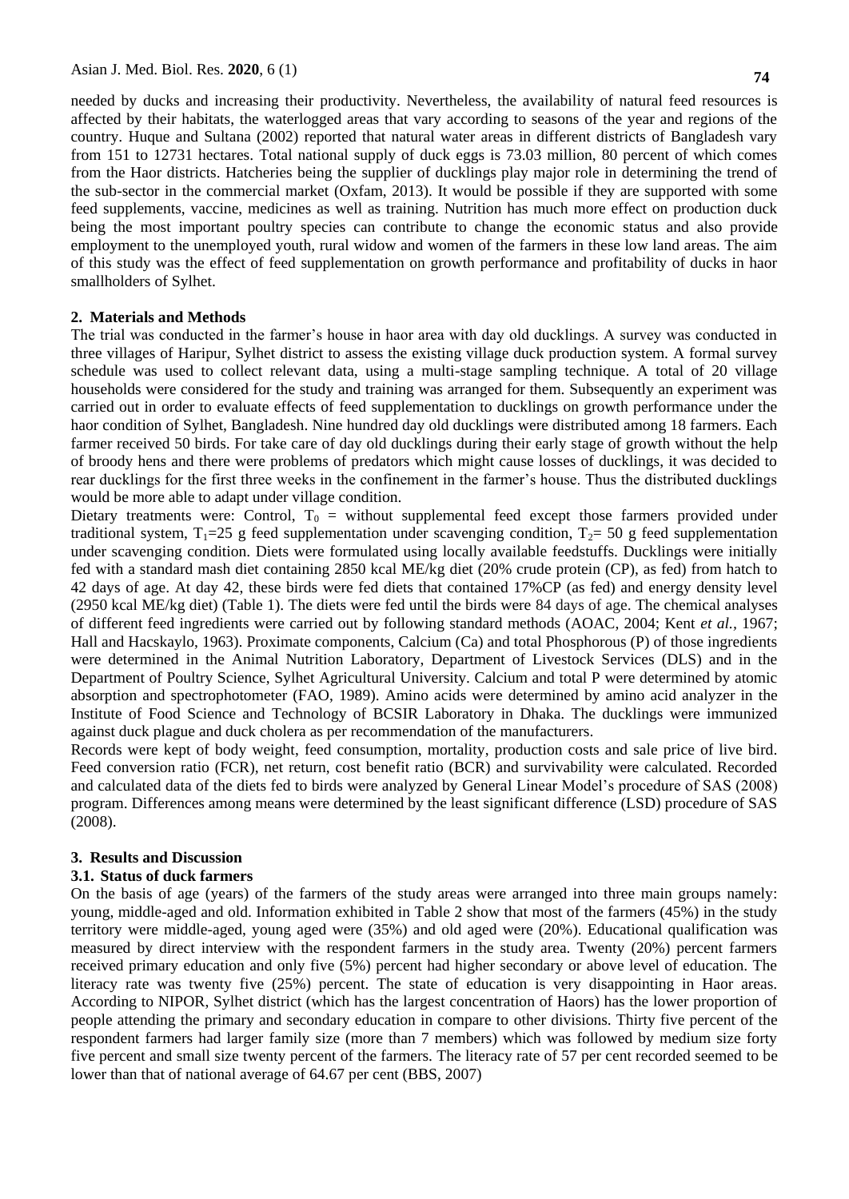needed by ducks and increasing their productivity. Nevertheless, the availability of natural feed resources is affected by their habitats, the waterlogged areas that vary according to seasons of the year and regions of the country. Huque and Sultana (2002) reported that natural water areas in different districts of Bangladesh vary from 151 to 12731 hectares. Total national supply of duck eggs is 73.03 million, 80 percent of which comes from the Haor districts. Hatcheries being the supplier of ducklings play major role in determining the trend of the sub-sector in the commercial market (Oxfam, 2013). It would be possible if they are supported with some feed supplements, vaccine, medicines as well as training. Nutrition has much more effect on production duck being the most important poultry species can contribute to change the economic status and also provide employment to the unemployed youth, rural widow and women of the farmers in these low land areas. The aim of this study was the effect of feed supplementation on growth performance and profitability of ducks in haor smallholders of Sylhet.

## 2. Materials and Methods

The trial was conducted in the farmer's house in haor area with day old ducklings. A survey was conducted in three villages of Haripur, Sylhet district to assess the existing village duck production system. A formal survey schedule was used to collect relevant data, using a multi-stage sampling technique. A total of 20 village households were considered for the study and training was arranged for them. Subsequently an experiment was carried out in order to evaluate effects of feed supplementation to ducklings on growth performance under the haor condition of Sylhet, Bangladesh. Nine hundred day old ducklings were distributed among 18 farmers. Each farmer received 50 birds. For take care of day old ducklings during their early stage of growth without the help of broody hens and there were problems of predators which might cause losses of ducklings, it was decided to rear ducklings for the first three weeks in the confinement in the farmer's house. Thus the distributed ducklings would be more able to adapt under village condition.

Dietary treatments were: Control, $T_0$ = without supplemental feed except those farmers provided under traditional system, $T_1$=25 g feed supplementation under scavenging condition, $T_2$= 50 g feed supplementation under scavenging condition. Diets were formulated using locally available feedstuffs. Ducklings were initially fed with a standard mash diet containing 2850 kcal ME/kg diet (20% crude protein (CP), as fed) from hatch to 42 days of age. At day 42, these birds were fed diets that contained 17%CP (as fed) and energy density level (2950 kcal ME/kg diet) (Table 1). The diets were fed until the birds were 84 days of age. The chemical analyses of different feed ingredients were carried out by following standard methods (AOAC, 2004; Kent *et al.*, 1967; Hall and Hacskaylo, 1963). Proximate components, Calcium (Ca) and total Phosphorous (P) of those ingredients were determined in the Animal Nutrition Laboratory, Department of Livestock Services (DLS) and in the Department of Poultry Science, Sylhet Agricultural University. Calcium and total P were determined by atomic absorption and spectrophotometer (FAO, 1989). Amino acids were determined by amino acid analyzer in the Institute of Food Science and Technology of BCSIR Laboratory in Dhaka. The ducklings were immunized against duck plague and duck cholera as per recommendation of the manufacturers.

Records were kept of body weight, feed consumption, mortality, production costs and sale price of live bird. Feed conversion ratio (FCR), net return, cost benefit ratio (BCR) and survivability were calculated. Recorded and calculated data of the diets fed to birds were analyzed by General Linear Model's procedure of SAS (2008) program. Differences among means were determined by the least significant difference (LSD) procedure of SAS (2008).

## 3. Results and Discussion

### 3.1. Status of duck farmers

On the basis of age (years) of the farmers of the study areas were arranged into three main groups namely: young, middle-aged and old. Information exhibited in Table 2 show that most of the farmers (45%) in the study territory were middle-aged, young aged were (35%) and old aged were (20%). Educational qualification was measured by direct interview with the respondent farmers in the study area. Twenty (20%) percent farmers received primary education and only five (5%) percent had higher secondary or above level of education. The literacy rate was twenty five (25%) percent. The state of education is very disappointing in Haor areas. According to NIPOR, Sylhet district (which has the largest concentration of Haors) has the lower proportion of people attending the primary and secondary education in compare to other divisions. Thirty five percent of the respondent farmers had larger family size (more than 7 members) which was followed by medium size forty five percent and small size twenty percent of the farmers. The literacy rate of 57 per cent recorded seemed to be lower than that of national average of 64.67 per cent (BBS, 2007)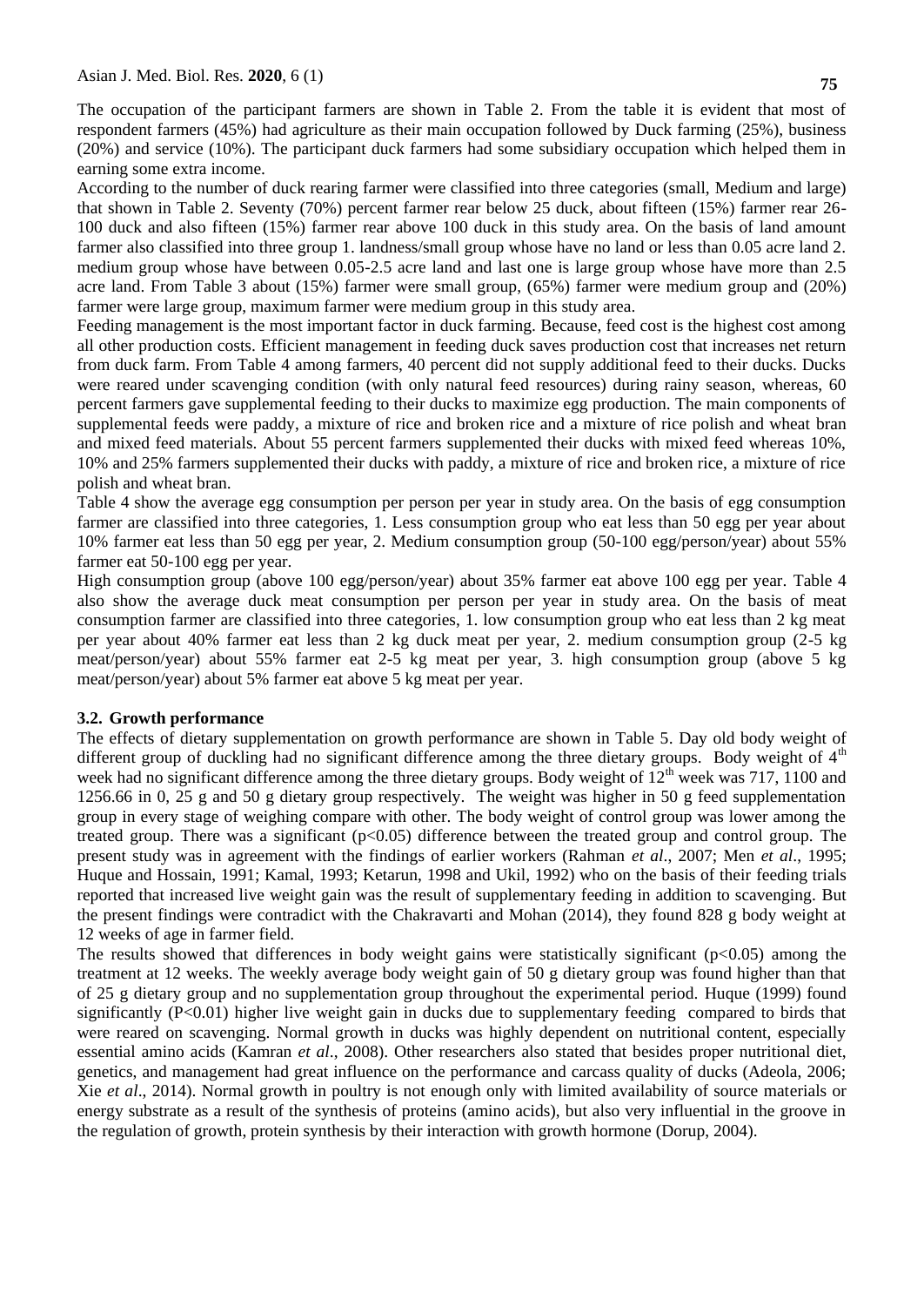The occupation of the participant farmers are shown in Table 2. From the table it is evident that most of respondent farmers (45%) had agriculture as their main occupation followed by Duck farming (25%), business (20%) and service (10%). The participant duck farmers had some subsidiary occupation which helped them in earning some extra income.

According to the number of duck rearing farmer were classified into three categories (small, Medium and large) that shown in Table 2. Seventy (70%) percent farmer rear below 25 duck, about fifteen (15%) farmer rear 26-100 duck and also fifteen (15%) farmer rear above 100 duck in this study area. On the basis of land amount farmer also classified into three group 1. landness/small group whose have no land or less than 0.05 acre land 2. medium group whose have between 0.05-2.5 acre land and last one is large group whose have more than 2.5 acre land. From Table 3 about (15%) farmer were small group, (65%) farmer were medium group and (20%) farmer were large group, maximum farmer were medium group in this study area.

Feeding management is the most important factor in duck farming. Because, feed cost is the highest cost among all other production costs. Efficient management in feeding duck saves production cost that increases net return from duck farm. From Table 4 among farmers, 40 percent did not supply additional feed to their ducks. Ducks were reared under scavenging condition (with only natural feed resources) during rainy season, whereas, 60 percent farmers gave supplemental feeding to their ducks to maximize egg production. The main components of supplemental feeds were paddy, a mixture of rice and broken rice and a mixture of rice polish and wheat bran and mixed feed materials. About 55 percent farmers supplemented their ducks with mixed feed whereas 10%, 10% and 25% farmers supplemented their ducks with paddy, a mixture of rice and broken rice, a mixture of rice polish and wheat bran.

Table 4 show the average egg consumption per person per year in study area. On the basis of egg consumption farmer are classified into three categories, 1. Less consumption group who eat less than 50 egg per year about 10% farmer eat less than 50 egg per year, 2. Medium consumption group (50-100 egg/person/year) about 55% farmer eat 50-100 egg per year.

High consumption group (above 100 egg/person/year) about 35% farmer eat above 100 egg per year. Table 4 also show the average duck meat consumption per person per year in study area. On the basis of meat consumption farmer are classified into three categories, 1. low consumption group who eat less than 2 kg meat per year about 40% farmer eat less than 2 kg duck meat per year, 2. medium consumption group (2-5 kg meat/person/year) about 55% farmer eat 2-5 kg meat per year, 3. high consumption group (above 5 kg meat/person/year) about 5% farmer eat above 5 kg meat per year.

### 3.2. Growth performance

The effects of dietary supplementation on growth performance are shown in Table 5. Day old body weight of different group of duckling had no significant difference among the three dietary groups. Body weight of 4th week had no significant difference among the three dietary groups. Body weight of 12th week was 717, 1100 and 1256.66 in 0, 25 g and 50 g dietary group respectively. The weight was higher in 50 g feed supplementation group in every stage of weighing compare with other. The body weight of control group was lower among the treated group. There was a significant ($p<0.05$) difference between the treated group and control group. The present study was in agreement with the findings of earlier workers (Rahman *et al*., 2007; Men *et al*., 1995; Huque and Hossain, 1991; Kamal, 1993; Ketarun, 1998 and Ukil, 1992) who on the basis of their feeding trials reported that increased live weight gain was the result of supplementary feeding in addition to scavenging. But the present findings were contradict with the Chakravarti and Mohan (2014), they found 828 g body weight at 12 weeks of age in farmer field.

The results showed that differences in body weight gains were statistically significant ($p<0.05$) among the treatment at 12 weeks. The weekly average body weight gain of 50 g dietary group was found higher than that of 25 g dietary group and no supplementation group throughout the experimental period. Huque (1999) found significantly ($P<0.01$) higher live weight gain in ducks due to supplementary feeding compared to birds that were reared on scavenging. Normal growth in ducks was highly dependent on nutritional content, especially essential amino acids (Kamran *et al*., 2008). Other researchers also stated that besides proper nutritional diet, genetics, and management had great influence on the performance and carcass quality of ducks (Adeola, 2006; Xie *et al*., 2014). Normal growth in poultry is not enough only with limited availability of source materials or energy substrate as a result of the synthesis of proteins (amino acids), but also very influential in the groove in the regulation of growth, protein synthesis by their interaction with growth hormone (Dorup, 2004).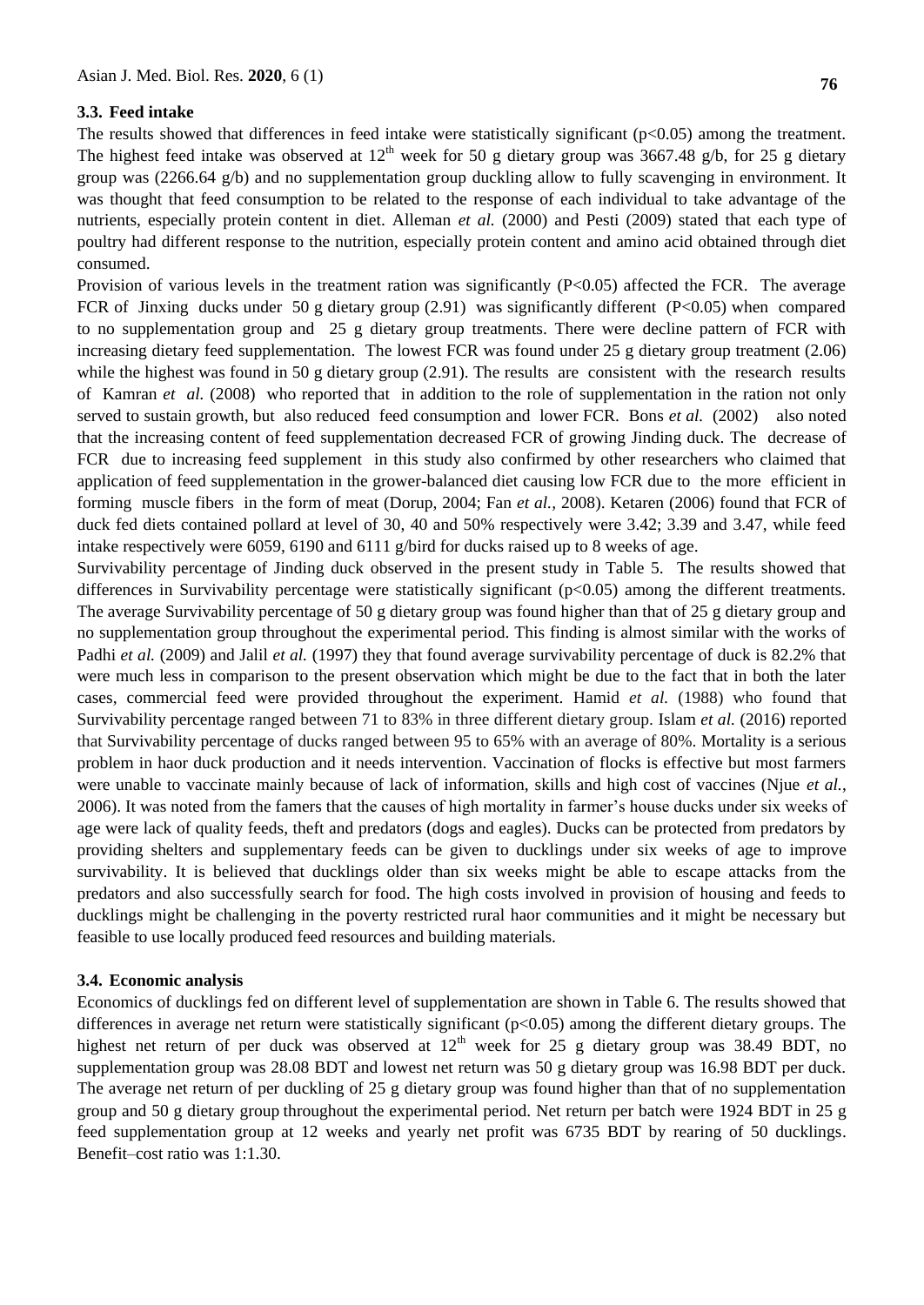### 3.3. Feed intake

The results showed that differences in feed intake were statistically significant ($p<0.05$) among the treatment. The highest feed intake was observed at 12$^{th}$ week for 50 g dietary group was 3667.48 g/b, for 25 g dietary group was (2266.64 g/b) and no supplementation group duckling allow to fully scavenging in environment. It was thought that feed consumption to be related to the response of each individual to take advantage of the nutrients, especially protein content in diet. Alleman *et al.* (2000) and Pesti (2009) stated that each type of poultry had different response to the nutrition, especially protein content and amino acid obtained through diet consumed.

Provision of various levels in the treatment ration was significantly ($P<0.05$) affected the FCR. The average FCR of Jinxing ducks under 50 g dietary group (2.91) was significantly different ($P<0.05$) when compared to no supplementation group and 25 g dietary group treatments. There were decline pattern of FCR with increasing dietary feed supplementation. The lowest FCR was found under 25 g dietary group treatment (2.06) while the highest was found in 50 g dietary group (2.91). The results are consistent with the research results of Kamran *et al.* (2008) who reported that in addition to the role of supplementation in the ration not only served to sustain growth, but also reduced feed consumption and lower FCR. Bons *et al.* (2002) also noted that the increasing content of feed supplementation decreased FCR of growing Jinding duck. The decrease of FCR due to increasing feed supplement in this study also confirmed by other researchers who claimed that application of feed supplementation in the grower-balanced diet causing low FCR due to the more efficient in forming muscle fibers in the form of meat (Dorup, 2004; Fan *et al.,* 2008). Ketaren (2006) found that FCR of duck fed diets contained pollard at level of 30, 40 and 50% respectively were 3.42; 3.39 and 3.47, while feed intake respectively were 6059, 6190 and 6111 g/bird for ducks raised up to 8 weeks of age.

Survivability percentage of Jinding duck observed in the present study in Table 5. The results showed that differences in Survivability percentage were statistically significant ($p<0.05$) among the different treatments. The average Survivability percentage of 50 g dietary group was found higher than that of 25 g dietary group and no supplementation group throughout the experimental period. This finding is almost similar with the works of Padhi *et al.* (2009) and Jalil *et al.* (1997) they that found average survivability percentage of duck is 82.2% that were much less in comparison to the present observation which might be due to the fact that in both the later cases, commercial feed were provided throughout the experiment. Hamid *et al.* (1988) who found that Survivability percentage ranged between 71 to 83% in three different dietary group. Islam *et al.* (2016) reported that Survivability percentage of ducks ranged between 95 to 65% with an average of 80%. Mortality is a serious problem in haor duck production and it needs intervention. Vaccination of flocks is effective but most farmers were unable to vaccinate mainly because of lack of information, skills and high cost of vaccines (Njue *et al.*, 2006). It was noted from the famers that the causes of high mortality in farmer's house ducks under six weeks of age were lack of quality feeds, theft and predators (dogs and eagles). Ducks can be protected from predators by providing shelters and supplementary feeds can be given to ducklings under six weeks of age to improve survivability. It is believed that ducklings older than six weeks might be able to escape attacks from the predators and also successfully search for food. The high costs involved in provision of housing and feeds to ducklings might be challenging in the poverty restricted rural haor communities and it might be necessary but feasible to use locally produced feed resources and building materials.

### 3.4. Economic analysis

Economics of ducklings fed on different level of supplementation are shown in Table 6. The results showed that differences in average net return were statistically significant ($p<0.05$) among the different dietary groups. The highest net return of per duck was observed at 12$^{th}$ week for 25 g dietary group was 38.49 BDT, no supplementation group was 28.08 BDT and lowest net return was 50 g dietary group was 16.98 BDT per duck. The average net return of per duckling of 25 g dietary group was found higher than that of no supplementation group and 50 g dietary group throughout the experimental period. Net return per batch were 1924 BDT in 25 g feed supplementation group at 12 weeks and yearly net profit was 6735 BDT by rearing of 50 ducklings. Benefit–cost ratio was 1:1.30.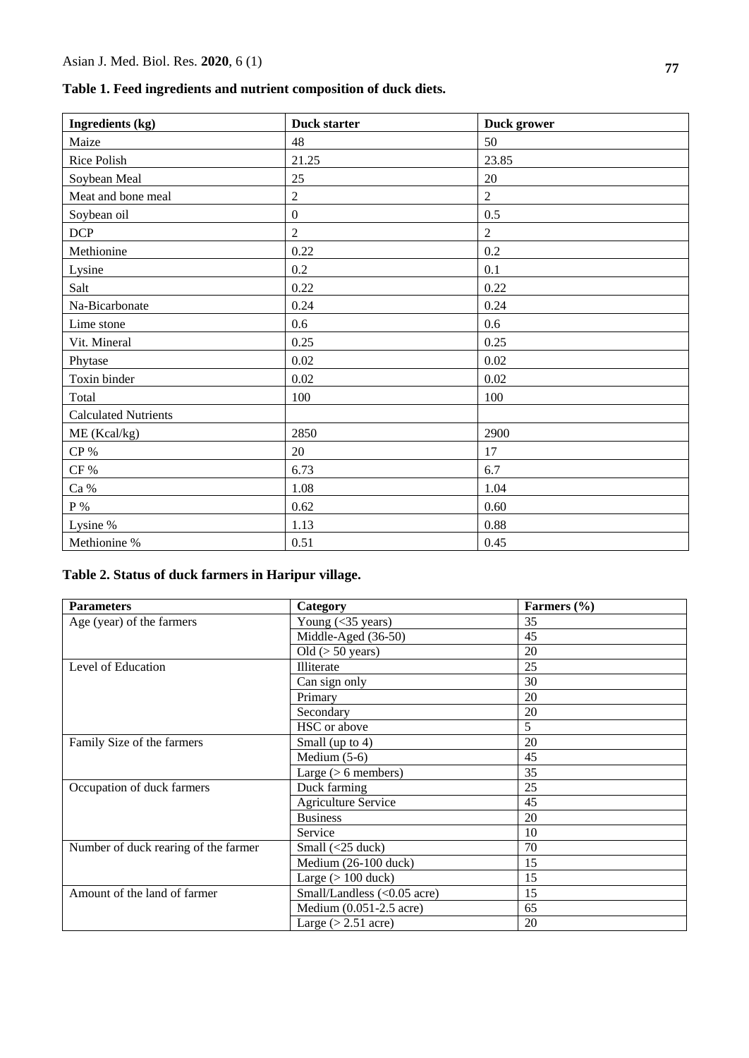**Table 1. Feed ingredients and nutrient composition of duck diets.**

| Ingredients (kg) | Duck starter | Duck grower |
|---|---|---|
| Maize | 48 | 50 |
| Rice Polish | 21.25 | 23.85 |
| Soybean Meal | 25 | 20 |
| Meat and bone meal | 2 | 2 |
| Soybean oil | 0 | 0.5 |
| DCP | 2 | 2 |
| Methionine | 0.22 | 0.2 |
| Lysine | 0.2 | 0.1 |
| Salt | 0.22 | 0.22 |
| Na-Bicarbonate | 0.24 | 0.24 |
| Lime stone | 0.6 | 0.6 |
| Vit. Mineral | 0.25 | 0.25 |
| Phytase | 0.02 | 0.02 |
| Toxin binder | 0.02 | 0.02 |
| Total | 100 | 100 |
| Calculated Nutrients | | |
| ME (Kcal/kg) | 2850 | 2900 |
| CP % | 20 | 17 |
| CF % | 6.73 | 6.7 |
| Ca % | 1.08 | 1.04 |
| P % | 0.62 | 0.60 |
| Lysine % | 1.13 | 0.88 |
| Methionine % | 0.51 | 0.45 |

**Table 2. Status of duck farmers in Haripur village.**

| Parameters | Category | Farmers (%) |
|---|---|---|
| Age (year) of the farmers | Young (<35 years) | 35 |
| | Middle-Aged (36-50) | 45 |
| | Old (> 50 years) | 20 |
| Level of Education | Illiterate | 25 |
| | Can sign only | 30 |
| | Primary | 20 |
| | Secondary | 20 |
| | HSC or above | 5 |
| Family Size of the farmers | Small (up to 4) | 20 |
| | Medium (5-6) | 45 |
| | Large (> 6 members) | 35 |
| Occupation of duck farmers | Duck farming | 25 |
| | Agriculture Service | 45 |
| | Business | 20 |
| | Service | 10 |
| Number of duck rearing of the farmer | Small (<25 duck) | 70 |
| | Medium (26-100 duck) | 15 |
| | Large (> 100 duck) | 15 |
| Amount of the land of farmer | Small/Landless (<0.05 acre) | 15 |
| | Medium (0.051-2.5 acre) | 65 |
| | Large (> 2.51 acre) | 20 |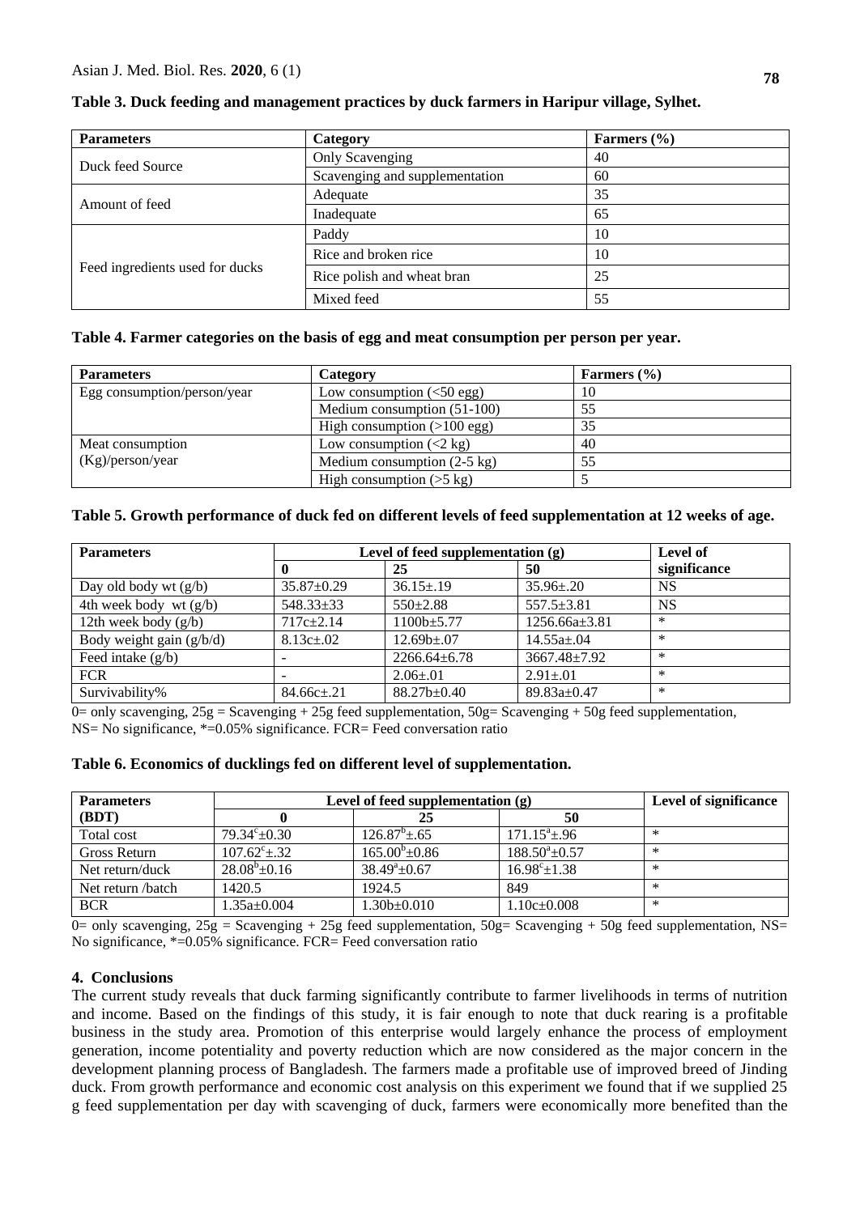**Table 3. Duck feeding and management practices by duck farmers in Haripur village, Sylhet.**

| Parameters | Category | Farmers (%) |
| --- | --- | --- |
| Duck feed Source | Only Scavenging | 40 |
| | Scavenging and supplementation | 60 |
| Amount of feed | Adequate | 35 |
| | Inadequate | 65 |
| Feed ingredients used for ducks | Paddy | 10 |
| | Rice and broken rice | 10 |
| | Rice polish and wheat bran | 25 |
| | Mixed feed | 55 |

**Table 4. Farmer categories on the basis of egg and meat consumption per person per year.**

| Parameters | Category | Farmers (%) |
| --- | --- | --- |
| Egg consumption/person/year | Low consumption (<50 egg) | 10 |
| | Medium consumption (51-100) | 55 |
| | High consumption (>100 egg) | 35 |
| Meat consumption (Kg)/person/year | Low consumption (<2 kg) | 40 |
| | Medium consumption (2-5 kg) | 55 |
| | High consumption (>5 kg) | 5 |

**Table 5. Growth performance of duck fed on different levels of feed supplementation at 12 weeks of age.**

| Parameters | Level of feed supplementation (g) | | | Level of significance |
| --- | --- | --- | --- | --- |
| | 0 | 25 | 50 | |
| Day old body wt (g/b) | 35.87±0.29 | 36.15±.19 | 35.96±.20 | NS |
| 4th week body wt (g/b) | 548.33±33 | 550±2.88 | 557.5±3.81 | NS |
| 12th week body (g/b) | 717c±2.14 | 1100b±5.77 | 1256.66a±3.81 | * |
| Body weight gain (g/b/d) | 8.13c±.02 | 12.69b±.07 | 14.55a±.04 | * |
| Feed intake (g/b) | - | 2266.64±6.78 | 3667.48±7.92 | * |
| FCR | - | 2.06±.01 | 2.91±.01 | * |
| Survivability% | 84.66c±.21 | 88.27b±0.40 | 89.83a±0.47 | * |

0= only scavenging, 25g = Scavenging + 25g feed supplementation, 50g= Scavenging + 50g feed supplementation, NS= No significance, *=0.05% significance. FCR= Feed conversation ratio

**Table 6. Economics of ducklings fed on different level of supplementation.**

| Parameters (BDT) | Level of feed supplementation (g) | | | Level of significance |
| --- | --- | --- | --- | --- |
| | 0 | 25 | 50 | |
| Total cost | $79.34^{c}$±0.30 | $126.87^{b}$±.65 | $171.15^{a}$±.96 | * |
| Gross Return | $107.62^{c}$±.32 | $165.00^{b}$±0.86 | $188.50^{a}$±0.57 | * |
| Net return/duck | $28.08^{b}$±0.16 | $38.49^{a}$±0.67 | $16.98^{c}$±1.38 | * |
| Net return /batch | 1420.5 | 1924.5 | 849 | * |
| BCR | 1.35a±0.004 | 1.30b±0.010 | 1.10c±0.008 | * |

0= only scavenging, 25g = Scavenging + 25g feed supplementation, 50g= Scavenging + 50g feed supplementation, NS= No significance, *=0.05% significance. FCR= Feed conversation ratio

## 4. Conclusions

The current study reveals that duck farming significantly contribute to farmer livelihoods in terms of nutrition and income. Based on the findings of this study, it is fair enough to note that duck rearing is a profitable business in the study area. Promotion of this enterprise would largely enhance the process of employment generation, income potentiality and poverty reduction which are now considered as the major concern in the development planning process of Bangladesh. The farmers made a profitable use of improved breed of Jinding duck. From growth performance and economic cost analysis on this experiment we found that if we supplied 25 g feed supplementation per day with scavenging of duck, farmers were economically more benefited than the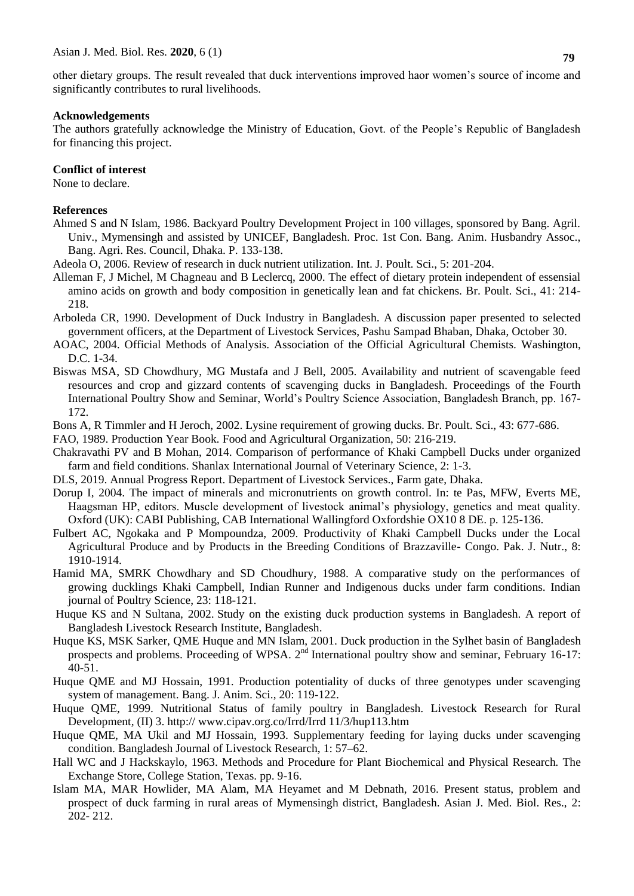other dietary groups. The result revealed that duck interventions improved haor women's source of income and significantly contributes to rural livelihoods.

**Acknowledgements**

The authors gratefully acknowledge the Ministry of Education, Govt. of the People's Republic of Bangladesh for financing this project.

**Conflict of interest**

None to declare.

**References**

Ahmed S and N Islam, 1986. Backyard Poultry Development Project in 100 villages, sponsored by Bang. Agril. Univ., Mymensingh and assisted by UNICEF, Bangladesh. Proc. 1st Con. Bang. Anim. Husbandry Assoc., Bang. Agri. Res. Council, Dhaka. P. 133-138.

Adeola O, 2006. Review of research in duck nutrient utilization. Int. J. Poult. Sci., 5: 201-204.

Alleman F, J Michel, M Chagneau and B Leclercq, 2000. The effect of dietary protein independent of essensial amino acids on growth and body composition in genetically lean and fat chickens. Br. Poult. Sci., 41: 214-218.

Arboleda CR, 1990. Development of Duck Industry in Bangladesh. A discussion paper presented to selected government officers, at the Department of Livestock Services, Pashu Sampad Bhaban, Dhaka, October 30.

AOAC, 2004. Official Methods of Analysis. Association of the Official Agricultural Chemists. Washington, D.C. 1-34.

Biswas MSA, SD Chowdhury, MG Mustafa and J Bell, 2005. Availability and nutrient of scavengable feed resources and crop and gizzard contents of scavenging ducks in Bangladesh. Proceedings of the Fourth International Poultry Show and Seminar, World's Poultry Science Association, Bangladesh Branch, pp. 167-172.

Bons A, R Timmler and H Jeroch, 2002. Lysine requirement of growing ducks. Br. Poult. Sci., 43: 677-686.

FAO, 1989. Production Year Book. Food and Agricultural Organization, 50: 216-219.

Chakravathi PV and B Mohan, 2014. Comparison of performance of Khaki Campbell Ducks under organized farm and field conditions. Shanlax International Journal of Veterinary Science, 2: 1-3.

DLS, 2019. Annual Progress Report. Department of Livestock Services., Farm gate, Dhaka.

Dorup I, 2004. The impact of minerals and micronutrients on growth control. In: te Pas, MFW, Everts ME, Haagsman HP, editors. Muscle development of livestock animal's physiology, genetics and meat quality. Oxford (UK): CABI Publishing, CAB International Wallingford Oxfordshie OX10 8 DE. p. 125-136.

Fulbert AC, Ngokaka and P Mompoundza, 2009. Productivity of Khaki Campbell Ducks under the Local Agricultural Produce and by Products in the Breeding Conditions of Brazzaville- Congo. Pak. J. Nutr., 8: 1910-1914.

Hamid MA, SMRK Chowdhary and SD Choudhury, 1988. A comparative study on the performances of growing ducklings Khaki Campbell, Indian Runner and Indigenous ducks under farm conditions. Indian journal of Poultry Science, 23: 118-121.

Huque KS and N Sultana, 2002. Study on the existing duck production systems in Bangladesh. A report of Bangladesh Livestock Research Institute, Bangladesh.

Huque KS, MSK Sarker, QME Huque and MN Islam, 2001. Duck production in the Sylhet basin of Bangladesh prospects and problems. Proceeding of WPSA. 2nd International poultry show and seminar, February 16-17: 40-51.

Huque QME and MJ Hossain, 1991. Production potentiality of ducks of three genotypes under scavenging system of management. Bang. J. Anim. Sci., 20: 119-122.

Huque QME, 1999. Nutritional Status of family poultry in Bangladesh. Livestock Research for Rural Development, (II) 3. http:// www.cipav.org.co/lrrd/lrrd 11/3/hup113.htm

Huque QME, MA Ukil and MJ Hossain, 1993. Supplementary feeding for laying ducks under scavenging condition. Bangladesh Journal of Livestock Research, 1: 57–62.

Hall WC and J Hackskaylo, 1963. Methods and Procedure for Plant Biochemical and Physical Research. The Exchange Store, College Station, Texas. pp. 9-16.

Islam MA, MAR Howlider, MA Alam, MA Heyamet and M Debnath, 2016. Present status, problem and prospect of duck farming in rural areas of Mymensingh district, Bangladesh. Asian J. Med. Biol. Res., 2: 202- 212.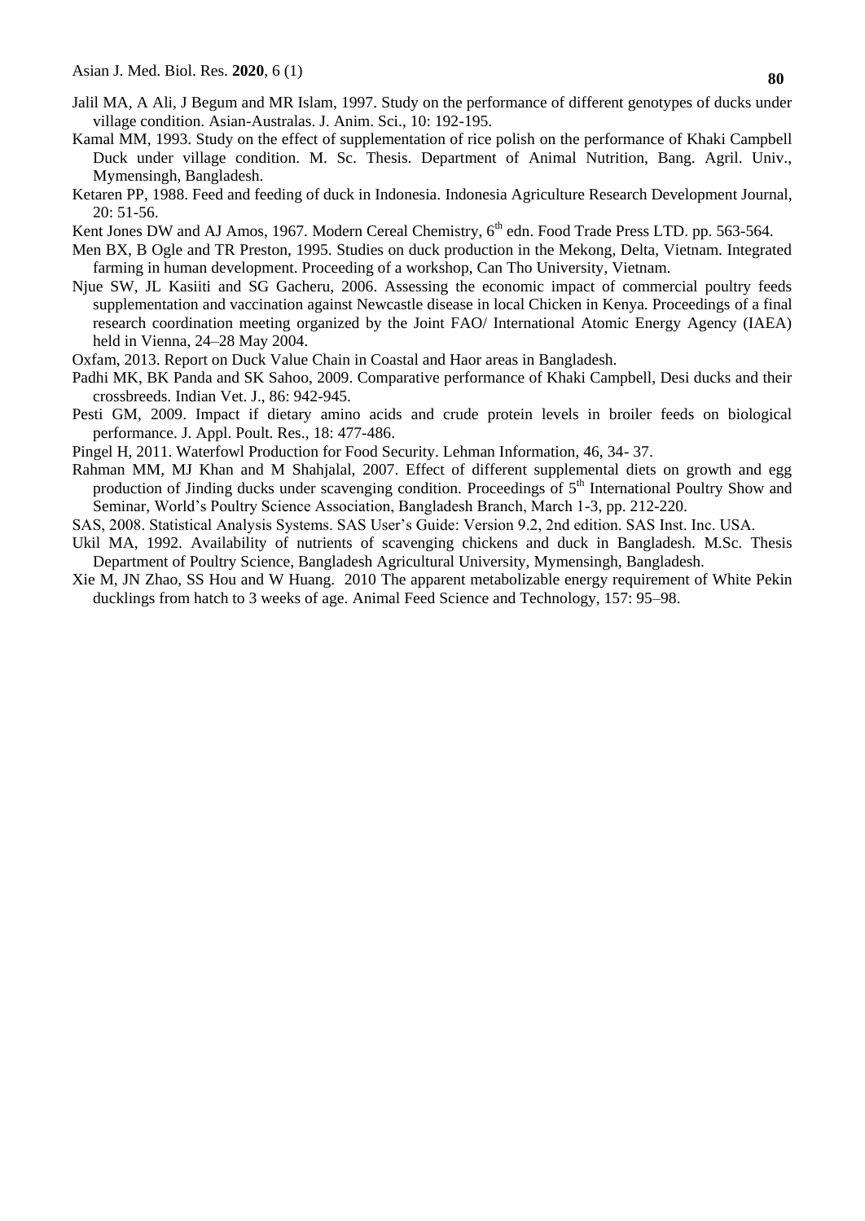Jalil MA, A Ali, J Begum and MR Islam, 1997. Study on the performance of different genotypes of ducks under village condition. Asian-Australas. J. Anim. Sci., 10: 192-195.

Kamal MM, 1993. Study on the effect of supplementation of rice polish on the performance of Khaki Campbell Duck under village condition. M. Sc. Thesis. Department of Animal Nutrition, Bang. Agril. Univ., Mymensingh, Bangladesh.

Ketaren PP, 1988. Feed and feeding of duck in Indonesia. Indonesia Agriculture Research Development Journal, 20: 51-56.

Kent Jones DW and AJ Amos, 1967. Modern Cereal Chemistry, 6th edn. Food Trade Press LTD. pp. 563-564.

Men BX, B Ogle and TR Preston, 1995. Studies on duck production in the Mekong, Delta, Vietnam. Integrated farming in human development. Proceeding of a workshop, Can Tho University, Vietnam.

Njue SW, JL Kasiiti and SG Gacheru, 2006. Assessing the economic impact of commercial poultry feeds supplementation and vaccination against Newcastle disease in local Chicken in Kenya. Proceedings of a final research coordination meeting organized by the Joint FAO/ International Atomic Energy Agency (IAEA) held in Vienna, 24–28 May 2004.

Oxfam, 2013. Report on Duck Value Chain in Coastal and Haor areas in Bangladesh.

Padhi MK, BK Panda and SK Sahoo, 2009. Comparative performance of Khaki Campbell, Desi ducks and their crossbreeds. Indian Vet. J., 86: 942-945.

Pesti GM, 2009. Impact if dietary amino acids and crude protein levels in broiler feeds on biological performance. J. Appl. Poult. Res., 18: 477-486.

Pingel H, 2011. Waterfowl Production for Food Security. Lehman Information, 46, 34- 37.

Rahman MM, MJ Khan and M Shahjalal, 2007. Effect of different supplemental diets on growth and egg production of Jinding ducks under scavenging condition. Proceedings of 5th International Poultry Show and Seminar, World's Poultry Science Association, Bangladesh Branch, March 1-3, pp. 212-220.

SAS, 2008. Statistical Analysis Systems. SAS User's Guide: Version 9.2, 2nd edition. SAS Inst. Inc. USA.

Ukil MA, 1992. Availability of nutrients of scavenging chickens and duck in Bangladesh. M.Sc. Thesis Department of Poultry Science, Bangladesh Agricultural University, Mymensingh, Bangladesh.

Xie M, JN Zhao, SS Hou and W Huang. 2010 The apparent metabolizable energy requirement of White Pekin ducklings from hatch to 3 weeks of age. Animal Feed Science and Technology, 157: 95–98.